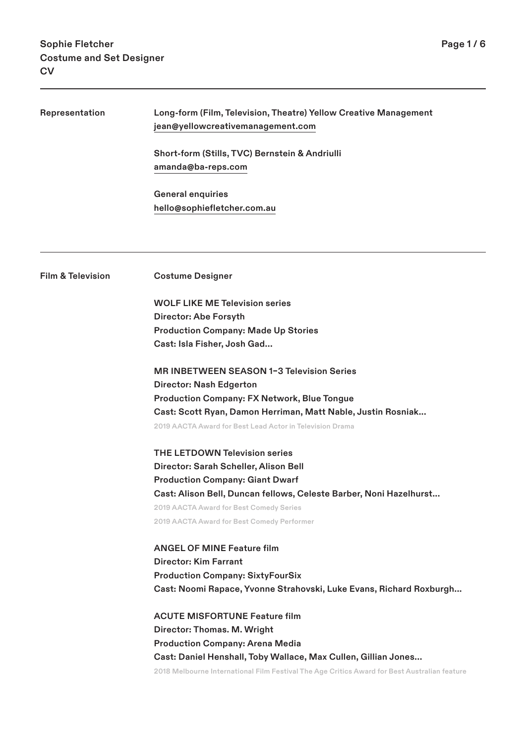# Sophie Fletcher
# Costume and Set Designer
# CV

## Representation

**Long-form (Film, Television, Theatre) Yellow Creative Management**
jean@yellowcreativemanagement.com

**Short-form (Stills, TVC) Bernstein & Andriulli**
amanda@ba-reps.com

**General enquiries**
hello@sophiefletcher.com.au

## Film & Television

### Costume Designer

**WOLF LIKE ME Television series**
Director: Abe Forsyth
Production Company: Made Up Stories
Cast: Isla Fisher, Josh Gad...

**MR INBETWEEN SEASON 1–3 Television Series**
Director: Nash Edgerton
Production Company: FX Network, Blue Tongue
Cast: Scott Ryan, Damon Herriman, Matt Nable, Justin Rosniak...
2019 AACTA Award for Best Lead Actor in Television Drama

**THE LETDOWN Television series**
Director: Sarah Scheller, Alison Bell
Production Company: Giant Dwarf
Cast: Alison Bell, Duncan fellows, Celeste Barber, Noni Hazelhurst...
2019 AACTA Award for Best Comedy Series
2019 AACTA Award for Best Comedy Performer

**ANGEL OF MINE Feature film**
Director: Kim Farrant
Production Company: SixtyFourSix
Cast: Noomi Rapace, Yvonne Strahovski, Luke Evans, Richard Roxburgh...

**ACUTE MISFORTUNE Feature film**
Director: Thomas. M. Wright
Production Company: Arena Media
Cast: Daniel Henshall, Toby Wallace, Max Cullen, Gillian Jones...
2018 Melbourne International Film Festival The Age Critics Award for Best Australian feature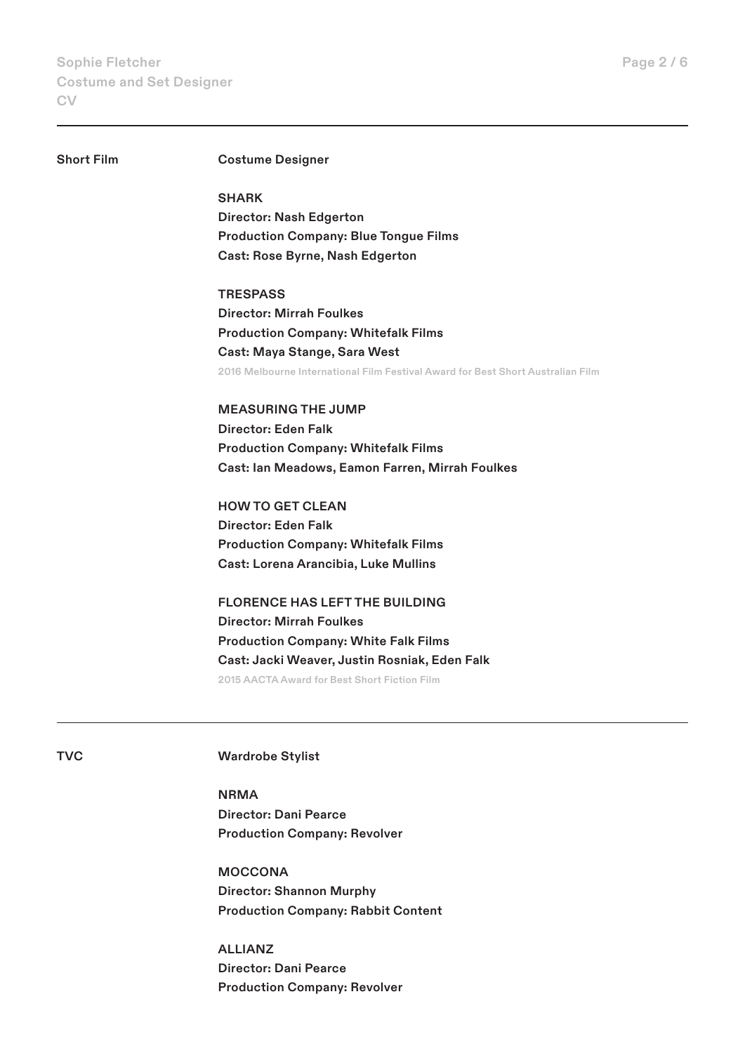## Short Film

**Costume Designer**

**SHARK**
**Director: Nash Edgerton**
**Production Company: Blue Tongue Films**
**Cast: Rose Byrne, Nash Edgerton**

**TRESPASS**
**Director: Mirrah Foulkes**
**Production Company: Whitefalk Films**
**Cast: Maya Stange, Sara West**
2016 Melbourne International Film Festival Award for Best Short Australian Film

**MEASURING THE JUMP**
**Director: Eden Falk**
**Production Company: Whitefalk Films**
**Cast: Ian Meadows, Eamon Farren, Mirrah Foulkes**

**HOW TO GET CLEAN**
**Director: Eden Falk**
**Production Company: Whitefalk Films**
**Cast: Lorena Arancibia, Luke Mullins**

**FLORENCE HAS LEFT THE BUILDING**
**Director: Mirrah Foulkes**
**Production Company: White Falk Films**
**Cast: Jacki Weaver, Justin Rosniak, Eden Falk**
2015 AACTA Award for Best Short Fiction Film

---

## TVC

**Wardrobe Stylist**

**NRMA**
**Director: Dani Pearce**
**Production Company: Revolver**

**MOCCONA**
**Director: Shannon Murphy**
**Production Company: Rabbit Content**

**ALLIANZ**
**Director: Dani Pearce**
**Production Company: Revolver**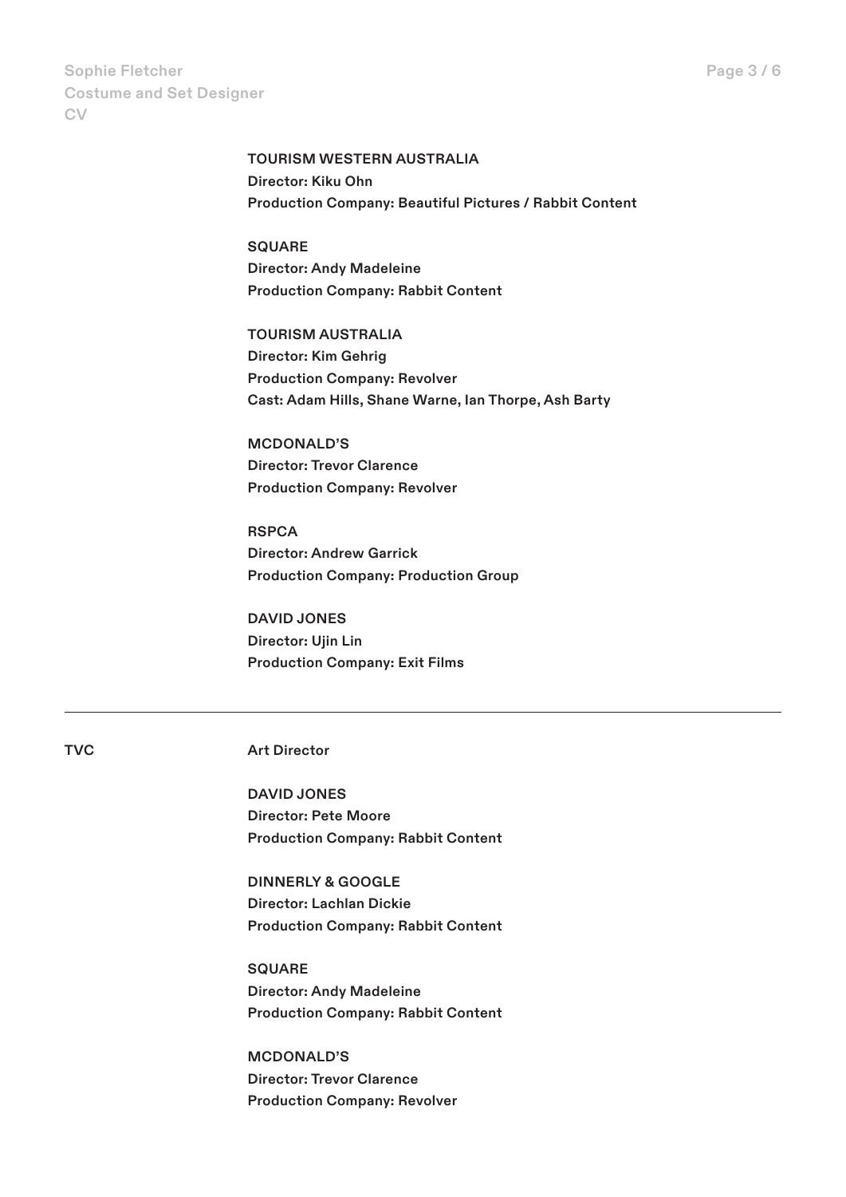**TOURISM WESTERN AUSTRALIA**
Director: Kiku Ohn
Production Company: Beautiful Pictures / Rabbit Content

**SQUARE**
Director: Andy Madeleine
Production Company: Rabbit Content

**TOURISM AUSTRALIA**
Director: Kim Gehrig
Production Company: Revolver
Cast: Adam Hills, Shane Warne, Ian Thorpe, Ash Barty

**MCDONALD'S**
Director: Trevor Clarence
Production Company: Revolver

**RSPCA**
Director: Andrew Garrick
Production Company: Production Group

**DAVID JONES**
Director: Ujin Lin
Production Company: Exit Films

---

## TVC

**Art Director**

**DAVID JONES**
Director: Pete Moore
Production Company: Rabbit Content

**DINNERLY & GOOGLE**
Director: Lachlan Dickie
Production Company: Rabbit Content

**SQUARE**
Director: Andy Madeleine
Production Company: Rabbit Content

**MCDONALD'S**
Director: Trevor Clarence
Production Company: Revolver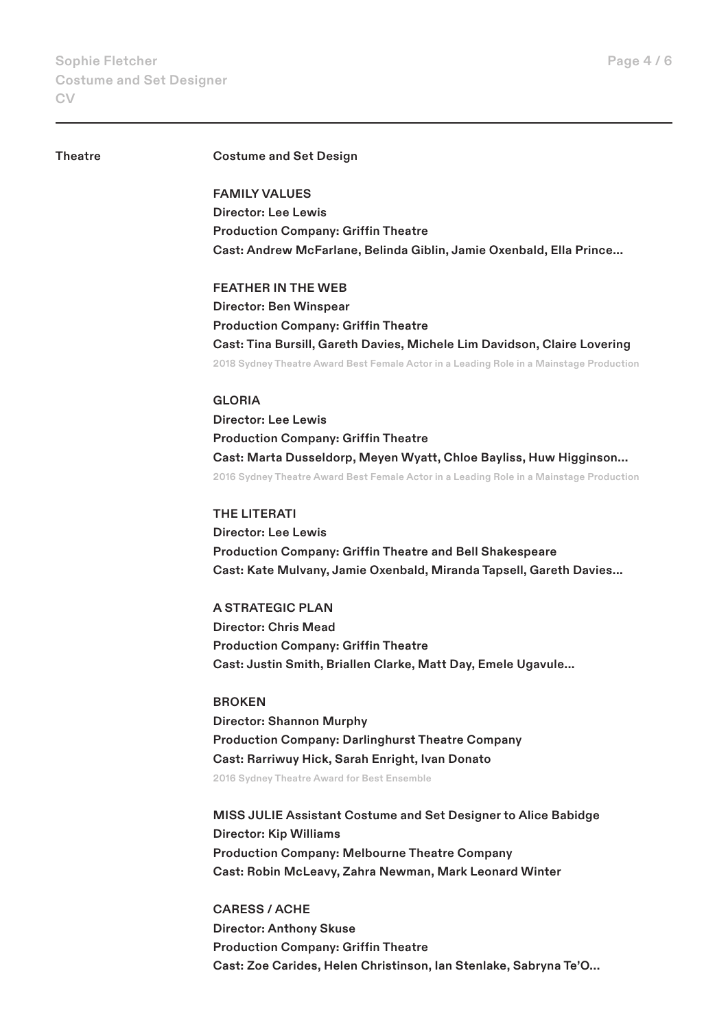## Theatre

### Costume and Set Design

**FAMILY VALUES**
**Director: Lee Lewis**
**Production Company: Griffin Theatre**
**Cast: Andrew McFarlane, Belinda Giblin, Jamie Oxenbald, Ella Prince...**

**FEATHER IN THE WEB**
**Director: Ben Winspear**
**Production Company: Griffin Theatre**
**Cast: Tina Bursill, Gareth Davies, Michele Lim Davidson, Claire Lovering**
2018 Sydney Theatre Award Best Female Actor in a Leading Role in a Mainstage Production

**GLORIA**
**Director: Lee Lewis**
**Production Company: Griffin Theatre**
**Cast: Marta Dusseldorp, Meyen Wyatt, Chloe Bayliss, Huw Higginson...**
2016 Sydney Theatre Award Best Female Actor in a Leading Role in a Mainstage Production

**THE LITERATI**
**Director: Lee Lewis**
**Production Company: Griffin Theatre and Bell Shakespeare**
**Cast: Kate Mulvany, Jamie Oxenbald, Miranda Tapsell, Gareth Davies...**

**A STRATEGIC PLAN**
**Director: Chris Mead**
**Production Company: Griffin Theatre**
**Cast: Justin Smith, Briallen Clarke, Matt Day, Emele Ugavule...**

**BROKEN**
**Director: Shannon Murphy**
**Production Company: Darlinghurst Theatre Company**
**Cast: Rarriwuy Hick, Sarah Enright, Ivan Donato**
2016 Sydney Theatre Award for Best Ensemble

**MISS JULIE Assistant Costume and Set Designer to Alice Babidge**
**Director: Kip Williams**
**Production Company: Melbourne Theatre Company**
**Cast: Robin McLeavy, Zahra Newman, Mark Leonard Winter**

**CARESS / ACHE**
**Director: Anthony Skuse**
**Production Company: Griffin Theatre**
**Cast: Zoe Carides, Helen Christinson, Ian Stenlake, Sabryna Te'O...**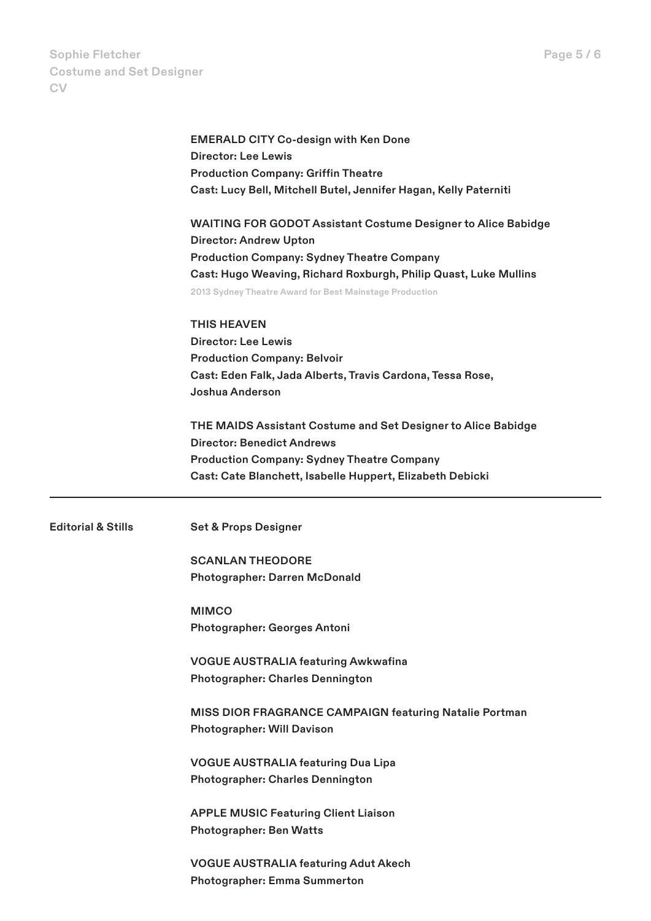**EMERALD CITY Co-design with Ken Done**
**Director: Lee Lewis**
**Production Company: Griffin Theatre**
**Cast: Lucy Bell, Mitchell Butel, Jennifer Hagan, Kelly Paterniti**

**WAITING FOR GODOT Assistant Costume Designer to Alice Babidge**
**Director: Andrew Upton**
**Production Company: Sydney Theatre Company**
**Cast: Hugo Weaving, Richard Roxburgh, Philip Quast, Luke Mullins**
2013 Sydney Theatre Award for Best Mainstage Production

**THIS HEAVEN**
**Director: Lee Lewis**
**Production Company: Belvoir**
**Cast: Eden Falk, Jada Alberts, Travis Cardona, Tessa Rose, Joshua Anderson**

**THE MAIDS Assistant Costume and Set Designer to Alice Babidge**
**Director: Benedict Andrews**
**Production Company: Sydney Theatre Company**
**Cast: Cate Blanchett, Isabelle Huppert, Elizabeth Debicki**

---

## Editorial & Stills

**Set & Props Designer**

**SCANLAN THEODORE**
**Photographer: Darren McDonald**

**MIMCO**
**Photographer: Georges Antoni**

**VOGUE AUSTRALIA featuring Awkwafina**
**Photographer: Charles Dennington**

**MISS DIOR FRAGRANCE CAMPAIGN featuring Natalie Portman**
**Photographer: Will Davison**

**VOGUE AUSTRALIA featuring Dua Lipa**
**Photographer: Charles Dennington**

**APPLE MUSIC Featuring Client Liaison**
**Photographer: Ben Watts**

**VOGUE AUSTRALIA featuring Adut Akech**
**Photographer: Emma Summerton**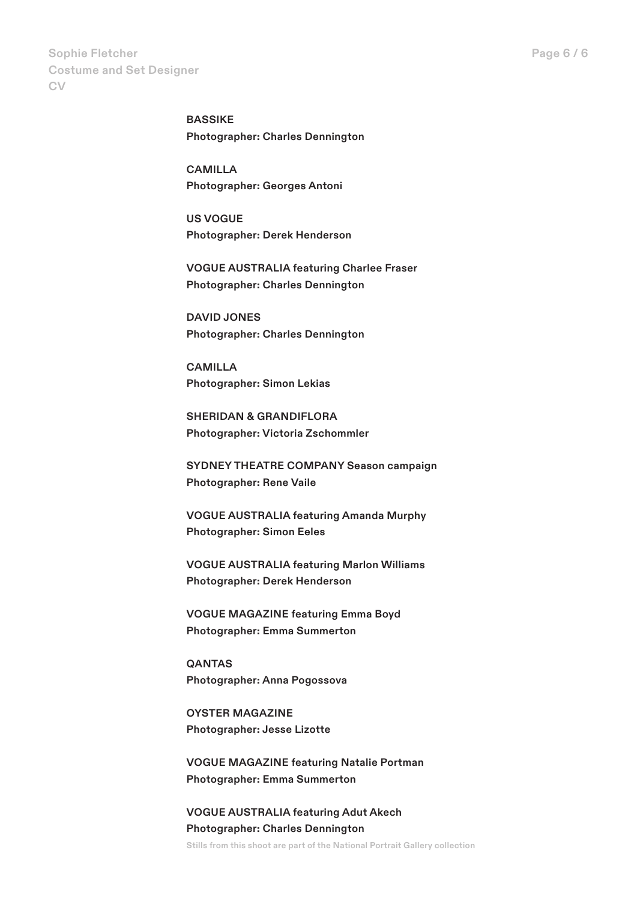**BASSIKE**
**Photographer: Charles Dennington**

**CAMILLA**
**Photographer: Georges Antoni**

**US VOGUE**
**Photographer: Derek Henderson**

**VOGUE AUSTRALIA featuring Charlee Fraser**
**Photographer: Charles Dennington**

**DAVID JONES**
**Photographer: Charles Dennington**

**CAMILLA**
**Photographer: Simon Lekias**

**SHERIDAN & GRANDIFLORA**
**Photographer: Victoria Zschommler**

**SYDNEY THEATRE COMPANY Season campaign**
**Photographer: Rene Vaile**

**VOGUE AUSTRALIA featuring Amanda Murphy**
**Photographer: Simon Eeles**

**VOGUE AUSTRALIA featuring Marlon Williams**
**Photographer: Derek Henderson**

**VOGUE MAGAZINE featuring Emma Boyd**
**Photographer: Emma Summerton**

**QANTAS**
**Photographer: Anna Pogossova**

**OYSTER MAGAZINE**
**Photographer: Jesse Lizotte**

**VOGUE MAGAZINE featuring Natalie Portman**
**Photographer: Emma Summerton**

**VOGUE AUSTRALIA featuring Adut Akech**
**Photographer: Charles Dennington**
Stills from this shoot are part of the National Portrait Gallery collection